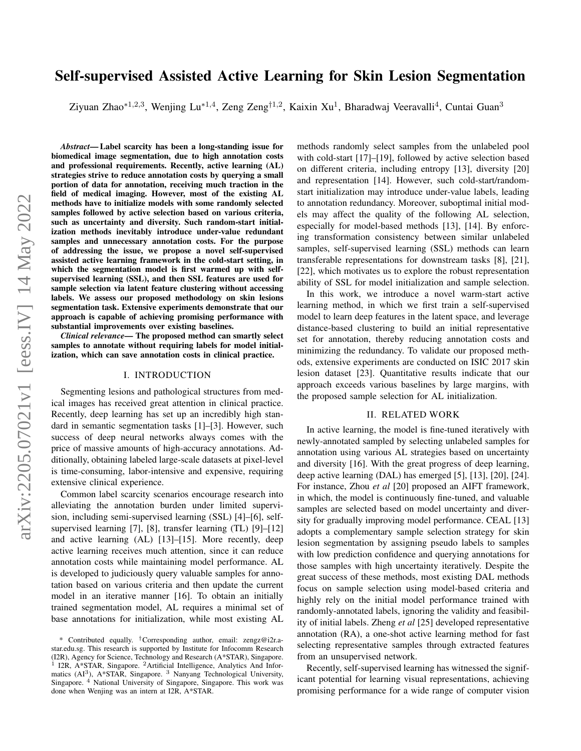# Self-supervised Assisted Active Learning for Skin Lesion Segmentation

Ziyuan Zhao*[1,2,3], Wenjing Lu*[1,4], Zeng Zeng†[1,2], Kaixin Xu[1], Bharadwaj Veeravalli[4], Cuntai Guan[3]

***Abstract*— Label scarcity has been a long-standing issue for biomedical image segmentation, due to high annotation costs and professional requirements. Recently, active learning (AL) strategies strive to reduce annotation costs by querying a small portion of data for annotation, receiving much traction in the field of medical imaging. However, most of the existing AL methods have to initialize models with some randomly selected samples followed by active selection based on various criteria, such as uncertainty and diversity. Such random-start initialization methods inevitably introduce under-value redundant samples and unnecessary annotation costs. For the purpose of addressing the issue, we propose a novel self-supervised assisted active learning framework in the cold-start setting, in which the segmentation model is first warmed up with self-supervised learning (SSL), and then SSL features are used for sample selection via latent feature clustering without accessing labels. We assess our proposed methodology on skin lesions segmentation task. Extensive experiments demonstrate that our approach is capable of achieving promising performance with substantial improvements over existing baselines.**

***Clinical relevance*— The proposed method can smartly select samples to annotate without requiring labels for model initialization, which can save annotation costs in clinical practice.**

## I. INTRODUCTION

Segmenting lesions and pathological structures from medical images has received great attention in clinical practice. Recently, deep learning has set up an incredibly high standard in semantic segmentation tasks [1]–[3]. However, such success of deep neural networks always comes with the price of massive amounts of high-accuracy annotations. Additionally, obtaining labeled large-scale datasets at pixel-level is time-consuming, labor-intensive and expensive, requiring extensive clinical experience.

Common label scarcity scenarios encourage research into alleviating the annotation burden under limited supervision, including semi-supervised learning (SSL) [4]–[6], self-supervised learning [7], [8], transfer learning (TL) [9]–[12] and active learning (AL) [13]–[15]. More recently, deep active learning receives much attention, since it can reduce annotation costs while maintaining model performance. AL is developed to judiciously query valuable samples for annotation based on various criteria and then update the current model in an iterative manner [16]. To obtain an initially trained segmentation model, AL requires a minimal set of base annotations for initialization, while most existing AL methods randomly select samples from the unlabeled pool with cold-start [17]–[19], followed by active selection based on different criteria, including entropy [13], diversity [20] and representation [14]. However, such cold-start/random-start initialization may introduce under-value labels, leading to annotation redundancy. Moreover, suboptimal initial models may affect the quality of the following AL selection, especially for model-based methods [13], [14]. By enforcing transformation consistency between similar unlabeled samples, self-supervised learning (SSL) methods can learn transferable representations for downstream tasks [8], [21], [22], which motivates us to explore the robust representation ability of SSL for model initialization and sample selection.

In this work, we introduce a novel warm-start active learning method, in which we first train a self-supervised model to learn deep features in the latent space, and leverage distance-based clustering to build an initial representative set for annotation, thereby reducing annotation costs and minimizing the redundancy. To validate our proposed methods, extensive experiments are conducted on ISIC 2017 skin lesion dataset [23]. Quantitative results indicate that our approach exceeds various baselines by large margins, with the proposed sample selection for AL initialization.

## II. RELATED WORK

In active learning, the model is fine-tuned iteratively with newly-annotated sampled by selecting unlabeled samples for annotation using various AL strategies based on uncertainty and diversity [16]. With the great progress of deep learning, deep active learning (DAL) has emerged [5], [13], [20], [24]. For instance, Zhou *et al* [20] proposed an AIFT framework, in which, the model is continuously fine-tuned, and valuable samples are selected based on model uncertainty and diversity for gradually improving model performance. CEAL [13] adopts a complementary sample selection strategy for skin lesion segmentation by assigning pseudo labels to samples with low prediction confidence and querying annotations for those samples with high uncertainty iteratively. Despite the great success of these methods, most existing DAL methods focus on sample selection using model-based criteria and highly rely on the initial model performance trained with randomly-annotated labels, ignoring the validity and feasibility of initial labels. Zheng *et al* [25] developed representative annotation (RA), a one-shot active learning method for fast selecting representative samples through extracted features from an unsupervised network.

Recently, self-supervised learning has witnessed the significant potential for learning visual representations, achieving promising performance for a wide range of computer vision

\* Contributed equally. †Corresponding author, email: zengz@i2r.a-star.edu.sg. This research is supported by Institute for Infocomm Research (I2R), Agency for Science, Technology and Research (A*STAR), Singapore. [1] I2R, A*STAR, Singapore. [2] Artificial Intelligence, Analytics And Informatics (AI[3]), A*STAR, Singapore. [3] Nanyang Technological University, Singapore. [4] National University of Singapore, Singapore. This work was done when Wenjing was an intern at I2R, A*STAR.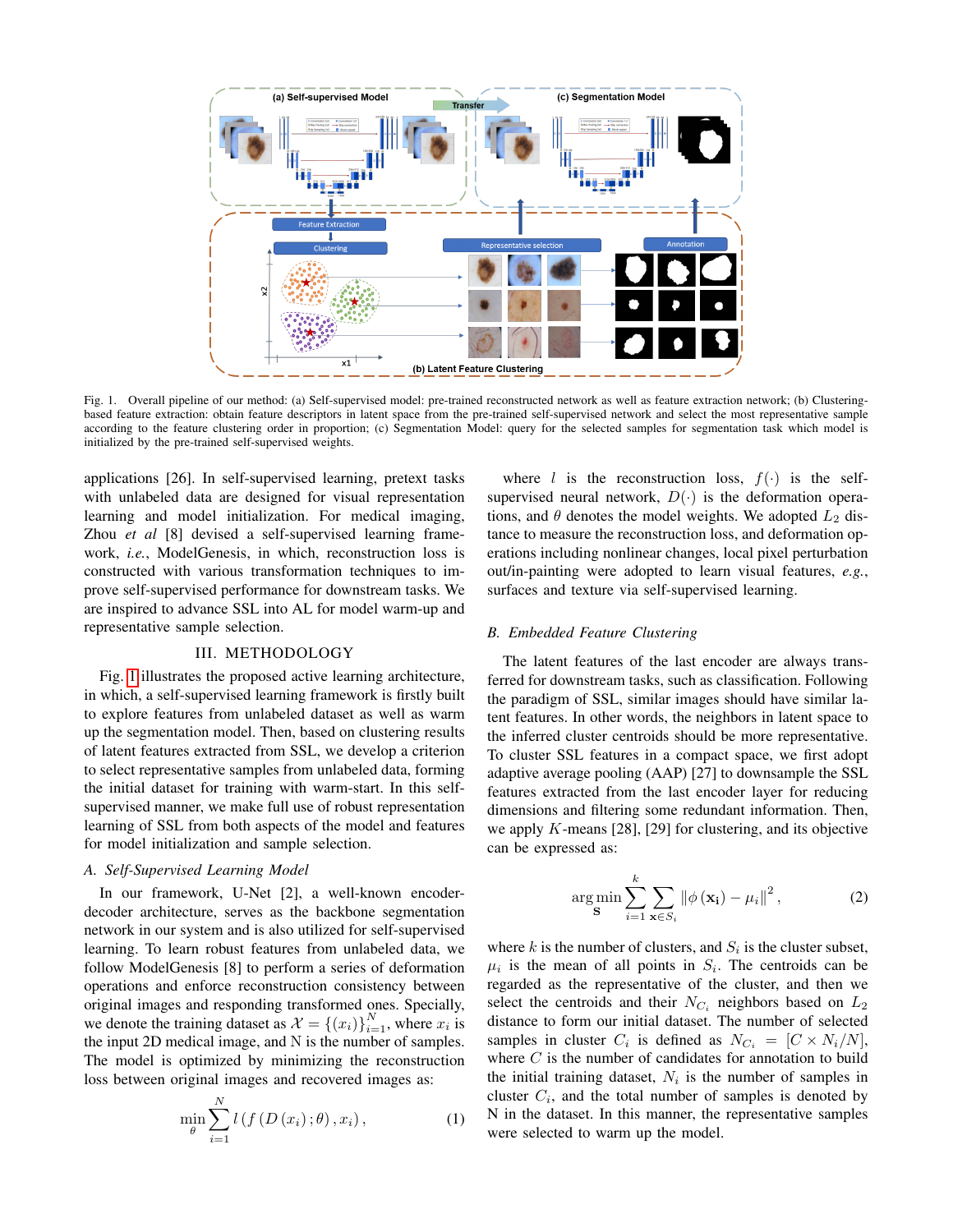Fig. 1. Overall pipeline of our method: (a) Self-supervised model: pre-trained reconstructed network as well as feature extraction network; (b) Clustering-based feature extraction: obtain feature descriptors in latent space from the pre-trained self-supervised network and select the most representative sample according to the feature clustering order in proportion; (c) Segmentation Model: query for the selected samples for segmentation task which model is initialized by the pre-trained self-supervised weights.

applications [26]. In self-supervised learning, pretext tasks with unlabeled data are designed for visual representation learning and model initialization. For medical imaging, Zhou *et al* [8] devised a self-supervised learning framework, *i.e.*, ModelGenesis, in which, reconstruction loss is constructed with various transformation techniques to improve self-supervised performance for downstream tasks. We are inspired to advance SSL into AL for model warm-up and representative sample selection.

## III. Methodology

Fig. 1 illustrates the proposed active learning architecture, in which, a self-supervised learning framework is firstly built to explore features from unlabeled dataset as well as warm up the segmentation model. Then, based on clustering results of latent features extracted from SSL, we develop a criterion to select representative samples from unlabeled data, forming the initial dataset for training with warm-start. In this self-supervised manner, we make full use of robust representation learning of SSL from both aspects of the model and features for model initialization and sample selection.

### A. Self-Supervised Learning Model

In our framework, U-Net [2], a well-known encoder-decoder architecture, serves as the backbone segmentation network in our system and is also utilized for self-supervised learning. To learn robust features from unlabeled data, we follow ModelGenesis [8] to perform a series of deformation operations and enforce reconstruction consistency between original images and responding transformed ones. Specially, we denote the training dataset as $\mathcal{X} = \{(x_i)\}_{i=1}^{N}$, where $x_i$ is the input 2D medical image, and N is the number of samples. The model is optimized by minimizing the reconstruction loss between original images and recovered images as:

$$\min_{\theta} \sum_{i=1}^{N} l\left(f\left(D\left(x_i\right);\theta\right), x_i\right), \tag{1}$$

where $l$ is the reconstruction loss, $f(\cdot)$ is the self-supervised neural network, $D(\cdot)$ is the deformation operations, and $\theta$ denotes the model weights. We adopted $L_2$ distance to measure the reconstruction loss, and deformation operations including nonlinear changes, local pixel perturbation out/in-painting were adopted to learn visual features, *e.g.*, surfaces and texture via self-supervised learning.

### B. Embedded Feature Clustering

The latent features of the last encoder are always transferred for downstream tasks, such as classification. Following the paradigm of SSL, similar images should have similar latent features. In other words, the neighbors in latent space to the inferred cluster centroids should be more representative. To cluster SSL features in a compact space, we first adopt adaptive average pooling (AAP) [27] to downsample the SSL features extracted from the last encoder layer for reducing dimensions and filtering some redundant information. Then, we apply $K$-means [28], [29] for clustering, and its objective can be expressed as:

$$\arg\min_{\mathbf{S}} \sum_{i=1}^{k} \sum_{\mathbf{x} \in S_i} \left\| \phi\left(\mathbf{x_i}\right) - \mu_i \right\|^2, \tag{2}$$

where $k$ is the number of clusters, and $S_i$ is the cluster subset, $\mu_i$ is the mean of all points in $S_i$. The centroids can be regarded as the representative of the cluster, and then we select the centroids and their $N_{C_i}$ neighbors based on $L_2$ distance to form our initial dataset. The number of selected samples in cluster $C_i$ is defined as $N_{C_i} = [C \times N_i/N]$, where $C$ is the number of candidates for annotation to build the initial training dataset, $N_i$ is the number of samples in cluster $C_i$, and the total number of samples is denoted by N in the dataset. In this manner, the representative samples were selected to warm up the model.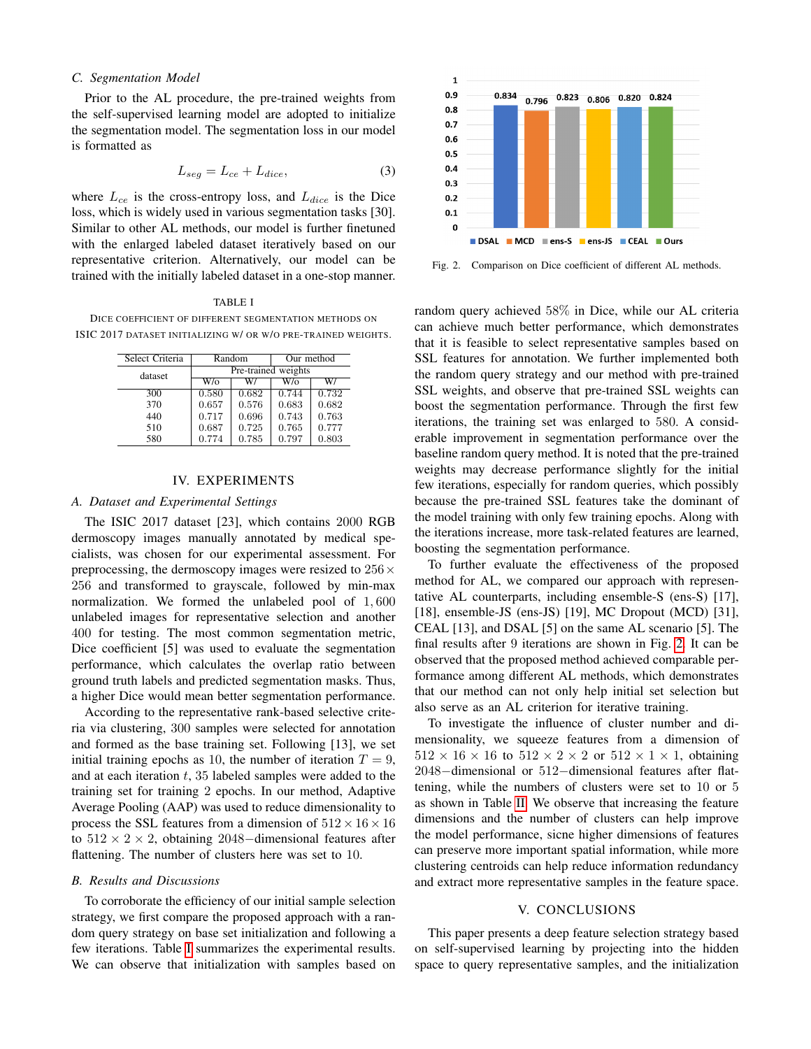### C. Segmentation Model

Prior to the AL procedure, the pre-trained weights from the self-supervised learning model are adopted to initialize the segmentation model. The segmentation loss in our model is formatted as

$$L_{seg} = L_{ce} + L_{dice}, \tag{3}$$

where $L_{ce}$ is the cross-entropy loss, and $L_{dice}$ is the Dice loss, which is widely used in various segmentation tasks [30]. Similar to other AL methods, our model is further finetuned with the enlarged labeled dataset iteratively based on our representative criterion. Alternatively, our model can be trained with the initially labeled dataset in a one-stop manner.

TABLE I

DICE COEFFICIENT OF DIFFERENT SEGMENTATION METHODS ON ISIC 2017 DATASET INITIALIZING W/ OR W/O PRE-TRAINED WEIGHTS.

| Select Criteria | Random | | Our method | |
|---|---|---|---|---|
| dataset | Pre-trained weights | | | |
| | W/o | W/ | W/o | W/ |
| 300 | 0.580 | 0.682 | 0.744 | 0.732 |
| 370 | 0.657 | 0.576 | 0.683 | 0.682 |
| 440 | 0.717 | 0.696 | 0.743 | 0.763 |
| 510 | 0.687 | 0.725 | 0.765 | 0.777 |
| 580 | 0.774 | 0.785 | 0.797 | 0.803 |

## IV. EXPERIMENTS

### A. Dataset and Experimental Settings

The ISIC 2017 dataset [23], which contains 2000 RGB dermoscopy images manually annotated by medical specialists, was chosen for our experimental assessment. For preprocessing, the dermoscopy images were resized to $256 \times 256$ and transformed to grayscale, followed by min-max normalization. We formed the unlabeled pool of $1,600$ unlabeled images for representative selection and another 400 for testing. The most common segmentation metric, Dice coefficient [5] was used to evaluate the segmentation performance, which calculates the overlap ratio between ground truth labels and predicted segmentation masks. Thus, a higher Dice would mean better segmentation performance.

According to the representative rank-based selective criteria via clustering, 300 samples were selected for annotation and formed as the base training set. Following [13], we set initial training epochs as 10, the number of iteration $T = 9$, and at each iteration $t$, 35 labeled samples were added to the training set for training 2 epochs. In our method, Adaptive Average Pooling (AAP) was used to reduce dimensionality to process the SSL features from a dimension of $512 \times 16 \times 16$ to $512 \times 2 \times 2$, obtaining $2048-$dimensional features after flattening. The number of clusters here was set to 10.

### B. Results and Discussions

To corroborate the efficiency of our initial sample selection strategy, we first compare the proposed approach with a random query strategy on base set initialization and following a few iterations. Table I summarizes the experimental results. We can observe that initialization with samples based on random query achieved $58\%$ in Dice, while our AL criteria can achieve much better performance, which demonstrates that it is feasible to select representative samples based on SSL features for annotation. We further implemented both the random query strategy and our method with pre-trained SSL weights, and observe that pre-trained SSL weights can boost the segmentation performance. Through the first few iterations, the training set was enlarged to 580. A considerable improvement in segmentation performance over the baseline random query method. It is noted that the pre-trained weights may decrease performance slightly for the initial few iterations, especially for random queries, which possibly because the pre-trained SSL features take the dominant of the model training with only few training epochs. Along with the iterations increase, more task-related features are learned, boosting the segmentation performance.

| | DSAL | MCD | ens-S | ens-JS | CEAL | Ours |
|---|---|---|---|---|---|---|
| Dice | 0.834 | 0.796 | 0.823 | 0.806 | 0.820 | 0.824 |

Fig. 2. Comparison on Dice coefficient of different AL methods.

To further evaluate the effectiveness of the proposed method for AL, we compared our approach with representative AL counterparts, including ensemble-S (ens-S) [17], [18], ensemble-JS (ens-JS) [19], MC Dropout (MCD) [31], CEAL [13], and DSAL [5] on the same AL scenario [5]. The final results after 9 iterations are shown in Fig. 2. It can be observed that the proposed method achieved comparable performance among different AL methods, which demonstrates that our method can not only help initial set selection but also serve as an AL criterion for iterative training.

To investigate the influence of cluster number and dimensionality, we squeeze features from a dimension of $512 \times 16 \times 16$ to $512 \times 2 \times 2$ or $512 \times 1 \times 1$, obtaining $2048-$dimensional or $512-$dimensional features after flattening, while the numbers of clusters were set to 10 or 5 as shown in Table II. We observe that increasing the feature dimensions and the number of clusters can help improve the model performance, sicne higher dimensions of features can preserve more important spatial information, while more clustering centroids can help reduce information redundancy and extract more representative samples in the feature space.

## V. CONCLUSIONS

This paper presents a deep feature selection strategy based on self-supervised learning by projecting into the hidden space to query representative samples, and the initialization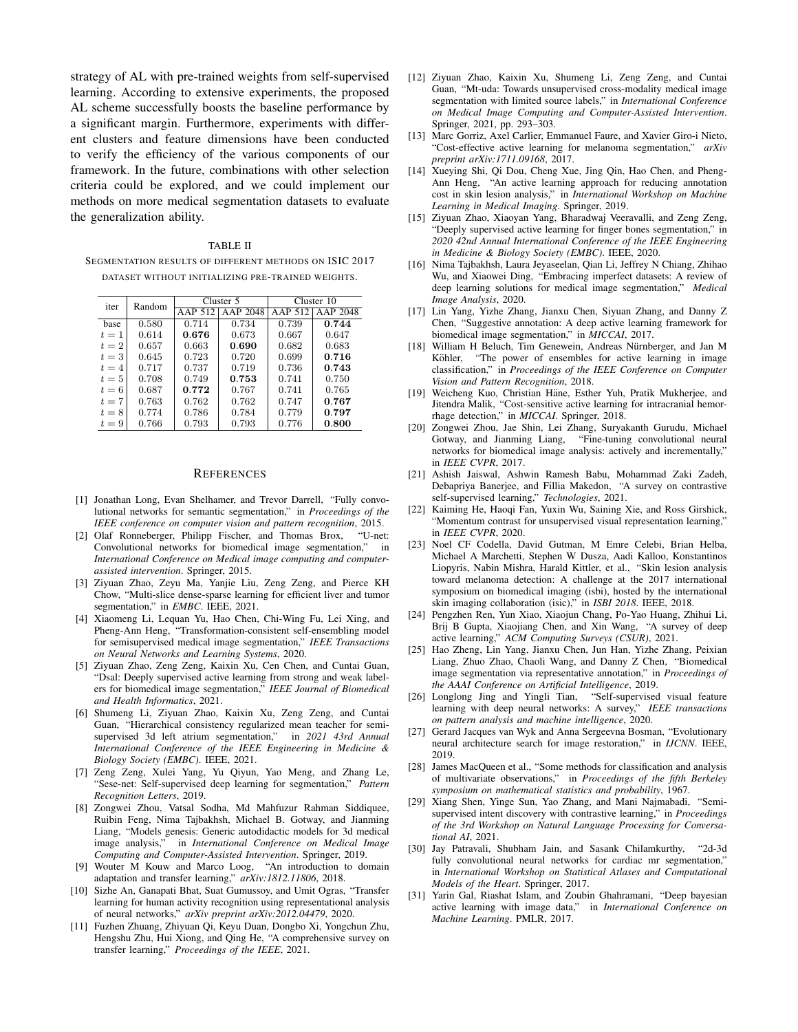strategy of AL with pre-trained weights from self-supervised learning. According to extensive experiments, the proposed AL scheme successfully boosts the baseline performance by a significant margin. Furthermore, experiments with different clusters and feature dimensions have been conducted to verify the efficiency of the various components of our framework. In the future, combinations with other selection criteria could be explored, and we could implement our methods on more medical segmentation datasets to evaluate the generalization ability.

TABLE II
SEGMENTATION RESULTS OF DIFFERENT METHODS ON ISIC 2017 DATASET WITHOUT INITIALIZING PRE-TRAINED WEIGHTS.

| iter | Random | Cluster 5 | | Cluster 10 | |
|---|---|---|---|---|---|
| | | AAP 512 | AAP 2048 | AAP 512 | AAP 2048 |
| base | 0.580 | 0.714 | 0.734 | 0.739 | **0.744** |
| $t=1$ | 0.614 | **0.676** | 0.673 | 0.667 | 0.647 |
| $t=2$ | 0.657 | 0.663 | **0.690** | 0.682 | 0.683 |
| $t=3$ | 0.645 | 0.723 | 0.720 | 0.699 | **0.716** |
| $t=4$ | 0.717 | 0.737 | 0.719 | 0.736 | **0.743** |
| $t=5$ | 0.708 | 0.749 | **0.753** | 0.741 | 0.750 |
| $t=6$ | 0.687 | **0.772** | 0.767 | 0.741 | 0.765 |
| $t=7$ | 0.763 | 0.762 | 0.762 | 0.747 | **0.767** |
| $t=8$ | 0.774 | 0.786 | 0.784 | 0.779 | **0.797** |
| $t=9$ | 0.766 | 0.793 | 0.793 | 0.776 | **0.800** |

## REFERENCES

[1] Jonathan Long, Evan Shelhamer, and Trevor Darrell, "Fully convolutional networks for semantic segmentation," in *Proceedings of the IEEE conference on computer vision and pattern recognition*, 2015.

[2] Olaf Ronneberger, Philipp Fischer, and Thomas Brox, "U-net: Convolutional networks for biomedical image segmentation," in *International Conference on Medical image computing and computer-assisted intervention*. Springer, 2015.

[3] Ziyuan Zhao, Zeyu Ma, Yanjie Liu, Zeng Zeng, and Pierce KH Chow, "Multi-slice dense-sparse learning for efficient liver and tumor segmentation," in *EMBC*. IEEE, 2021.

[4] Xiaomeng Li, Lequan Yu, Hao Chen, Chi-Wing Fu, Lei Xing, and Pheng-Ann Heng, "Transformation-consistent self-ensembling model for semisupervised medical image segmentation," *IEEE Transactions on Neural Networks and Learning Systems*, 2020.

[5] Ziyuan Zhao, Zeng Zeng, Kaixin Xu, Cen Chen, and Cuntai Guan, "Dsal: Deeply supervised active learning from strong and weak labelers for biomedical image segmentation," *IEEE Journal of Biomedical and Health Informatics*, 2021.

[6] Shumeng Li, Ziyuan Zhao, Kaixin Xu, Zeng Zeng, and Cuntai Guan, "Hierarchical consistency regularized mean teacher for semi-supervised 3d left atrium segmentation," in *2021 43rd Annual International Conference of the IEEE Engineering in Medicine & Biology Society (EMBC)*. IEEE, 2021.

[7] Zeng Zeng, Xulei Yang, Yu Qiyun, Yao Meng, and Zhang Le, "Sese-net: Self-supervised deep learning for segmentation," *Pattern Recognition Letters*, 2019.

[8] Zongwei Zhou, Vatsal Sodha, Md Mahfuzur Rahman Siddiquee, Ruibin Feng, Nima Tajbakhsh, Michael B. Gotway, and Jianming Liang, "Models genesis: Generic autodidactic models for 3d medical image analysis," in *International Conference on Medical Image Computing and Computer-Assisted Intervention*. Springer, 2019.

[9] Wouter M Kouw and Marco Loog, "An introduction to domain adaptation and transfer learning," *arXiv:1812.11806*, 2018.

[10] Sizhe An, Ganapati Bhat, Suat Gumussoy, and Umit Ogras, "Transfer learning for human activity recognition using representational analysis of neural networks," *arXiv preprint arXiv:2012.04479*, 2020.

[11] Fuzhen Zhuang, Zhiyuan Qi, Keyu Duan, Dongbo Xi, Yongchun Zhu, Hengshu Zhu, Hui Xiong, and Qing He, "A comprehensive survey on transfer learning," *Proceedings of the IEEE*, 2021.

[12] Ziyuan Zhao, Kaixin Xu, Shumeng Li, Zeng Zeng, and Cuntai Guan, "Mt-uda: Towards unsupervised cross-modality medical image segmentation with limited source labels," in *International Conference on Medical Image Computing and Computer-Assisted Intervention*. Springer, 2021, pp. 293–303.

[13] Marc Gorriz, Axel Carlier, Emmanuel Faure, and Xavier Giro-i Nieto, "Cost-effective active learning for melanoma segmentation," *arXiv preprint arXiv:1711.09168*, 2017.

[14] Xueying Shi, Qi Dou, Cheng Xue, Jing Qin, Hao Chen, and Pheng-Ann Heng, "An active learning approach for reducing annotation cost in skin lesion analysis," in *International Workshop on Machine Learning in Medical Imaging*. Springer, 2019.

[15] Ziyuan Zhao, Xiaoyan Yang, Bharadwaj Veeravalli, and Zeng Zeng, "Deeply supervised active learning for finger bones segmentation," in *2020 42nd Annual International Conference of the IEEE Engineering in Medicine & Biology Society (EMBC)*. IEEE, 2020.

[16] Nima Tajbakhsh, Laura Jeyaseelan, Qian Li, Jeffrey N Chiang, Zhihao Wu, and Xiaowei Ding, "Embracing imperfect datasets: A review of deep learning solutions for medical image segmentation," *Medical Image Analysis*, 2020.

[17] Lin Yang, Yizhe Zhang, Jianxu Chen, Siyuan Zhang, and Danny Z Chen, "Suggestive annotation: A deep active learning framework for biomedical image segmentation," in *MICCAI*, 2017.

[18] William H Beluch, Tim Genewein, Andreas Nürnberger, and Jan M Köhler, "The power of ensembles for active learning in image classification," in *Proceedings of the IEEE Conference on Computer Vision and Pattern Recognition*, 2018.

[19] Weicheng Kuo, Christian Häne, Esther Yuh, Pratik Mukherjee, and Jitendra Malik, "Cost-sensitive active learning for intracranial hemorrhage detection," in *MICCAI*. Springer, 2018.

[20] Zongwei Zhou, Jae Shin, Lei Zhang, Suryakanth Gurudu, Michael Gotway, and Jianming Liang, "Fine-tuning convolutional neural networks for biomedical image analysis: actively and incrementally," in *IEEE CVPR*, 2017.

[21] Ashish Jaiswal, Ashwin Ramesh Babu, Mohammad Zaki Zadeh, Debapriya Banerjee, and Fillia Makedon, "A survey on contrastive self-supervised learning," *Technologies*, 2021.

[22] Kaiming He, Haoqi Fan, Yuxin Wu, Saining Xie, and Ross Girshick, "Momentum contrast for unsupervised visual representation learning," in *IEEE CVPR*, 2020.

[23] Noel CF Codella, David Gutman, M Emre Celebi, Brian Helba, Michael A Marchetti, Stephen W Dusza, Aadi Kalloo, Konstantinos Liopyris, Nabin Mishra, Harald Kittler, et al., "Skin lesion analysis toward melanoma detection: A challenge at the 2017 international symposium on biomedical imaging (isbi), hosted by the international skin imaging collaboration (isic)," in *ISBI 2018*. IEEE, 2018.

[24] Pengzhen Ren, Yun Xiao, Xiaojun Chang, Po-Yao Huang, Zhihui Li, Brij B Gupta, Xiaojiang Chen, and Xin Wang, "A survey of deep active learning," *ACM Computing Surveys (CSUR)*, 2021.

[25] Hao Zheng, Lin Yang, Jianxu Chen, Jun Han, Yizhe Zhang, Peixian Liang, Zhuo Zhao, Chaoli Wang, and Danny Z Chen, "Biomedical image segmentation via representative annotation," in *Proceedings of the AAAI Conference on Artificial Intelligence*, 2019.

[26] Longlong Jing and Yingli Tian, "Self-supervised visual feature learning with deep neural networks: A survey," *IEEE transactions on pattern analysis and machine intelligence*, 2020.

[27] Gerard Jacques van Wyk and Anna Sergeevna Bosman, "Evolutionary neural architecture search for image restoration," in *IJCNN*. IEEE, 2019.

[28] James MacQueen et al., "Some methods for classification and analysis of multivariate observations," in *Proceedings of the fifth Berkeley symposium on mathematical statistics and probability*, 1967.

[29] Xiang Shen, Yinge Sun, Yao Zhang, and Mani Najmabadi, "Semi-supervised intent discovery with contrastive learning," in *Proceedings of the 3rd Workshop on Natural Language Processing for Conversational AI*, 2021.

[30] Jay Patravali, Shubham Jain, and Sasank Chilamkurthy, "2d-3d fully convolutional neural networks for cardiac mr segmentation," in *International Workshop on Statistical Atlases and Computational Models of the Heart*. Springer, 2017.

[31] Yarin Gal, Riashat Islam, and Zoubin Ghahramani, "Deep bayesian active learning with image data," in *International Conference on Machine Learning*. PMLR, 2017.